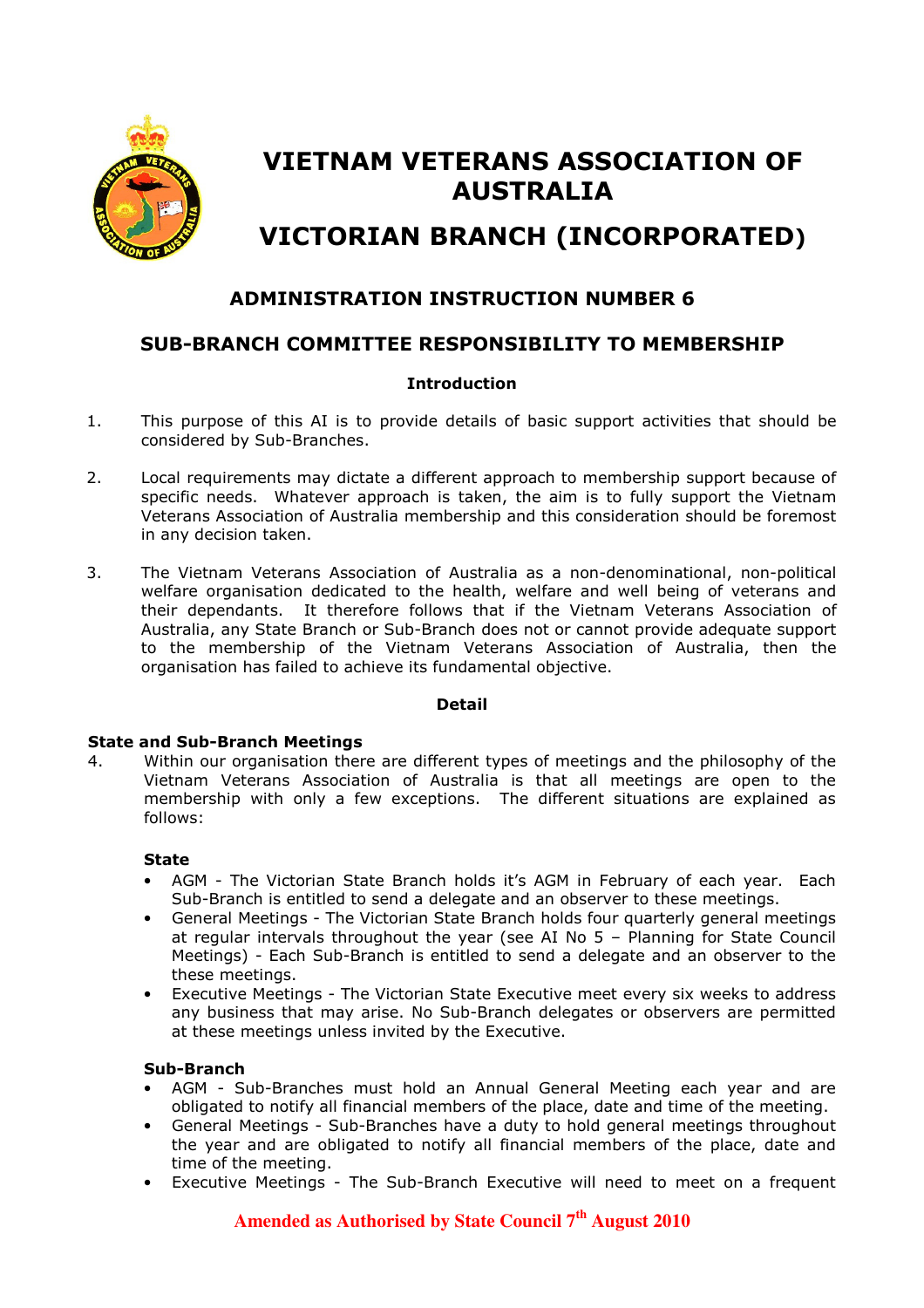# VIETNAM VETERANS ASSOCIATION OF AUSTRALIA

# VICTORIAN BRANCH (INCORPORATED)

## ADMINISTRATION INSTRUCTION NUMBER 6

## SUB-BRANCH COMMITTEE RESPONSIBILITY TO MEMBERSHIP

### Introduction

1. This purpose of this AI is to provide details of basic support activities that should be considered by Sub-Branches.

2. Local requirements may dictate a different approach to membership support because of specific needs. Whatever approach is taken, the aim is to fully support the Vietnam Veterans Association of Australia membership and this consideration should be foremost in any decision taken.

3. The Vietnam Veterans Association of Australia as a non-denominational, non-political welfare organisation dedicated to the health, welfare and well being of veterans and their dependants. It therefore follows that if the Vietnam Veterans Association of Australia, any State Branch or Sub-Branch does not or cannot provide adequate support to the membership of the Vietnam Veterans Association of Australia, then the organisation has failed to achieve its fundamental objective.

### Detail

**State and Sub-Branch Meetings**

4. Within our organisation there are different types of meetings and the philosophy of the Vietnam Veterans Association of Australia is that all meetings are open to the membership with only a few exceptions. The different situations are explained as follows:

**State**

- AGM - The Victorian State Branch holds it's AGM in February of each year. Each Sub-Branch is entitled to send a delegate and an observer to these meetings.
- General Meetings - The Victorian State Branch holds four quarterly general meetings at regular intervals throughout the year (see AI No 5 – Planning for State Council Meetings) - Each Sub-Branch is entitled to send a delegate and an observer to the these meetings.
- Executive Meetings - The Victorian State Executive meet every six weeks to address any business that may arise. No Sub-Branch delegates or observers are permitted at these meetings unless invited by the Executive.

**Sub-Branch**

- AGM - Sub-Branches must hold an Annual General Meeting each year and are obligated to notify all financial members of the place, date and time of the meeting.
- General Meetings - Sub-Branches have a duty to hold general meetings throughout the year and are obligated to notify all financial members of the place, date and time of the meeting.
- Executive Meetings - The Sub-Branch Executive will need to meet on a frequent

**Amended as Authorised by State Council 7th August 2010**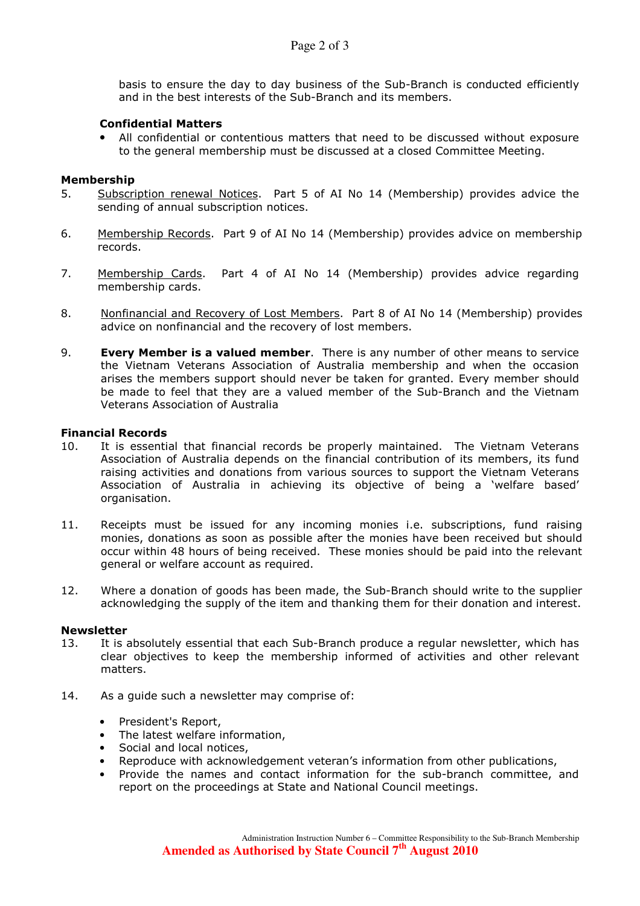basis to ensure the day to day business of the Sub-Branch is conducted efficiently and in the best interests of the Sub-Branch and its members.

**Confidential Matters**

- All confidential or contentious matters that need to be discussed without exposure to the general membership must be discussed at a closed Committee Meeting.

**Membership**

5. Subscription renewal Notices. Part 5 of AI No 14 (Membership) provides advice the sending of annual subscription notices.

6. Membership Records. Part 9 of AI No 14 (Membership) provides advice on membership records.

7. Membership Cards. Part 4 of AI No 14 (Membership) provides advice regarding membership cards.

8. Nonfinancial and Recovery of Lost Members. Part 8 of AI No 14 (Membership) provides advice on nonfinancial and the recovery of lost members.

9. **Every Member is a valued member**. There is any number of other means to service the Vietnam Veterans Association of Australia membership and when the occasion arises the members support should never be taken for granted. Every member should be made to feel that they are a valued member of the Sub-Branch and the Vietnam Veterans Association of Australia

**Financial Records**

10. It is essential that financial records be properly maintained. The Vietnam Veterans Association of Australia depends on the financial contribution of its members, its fund raising activities and donations from various sources to support the Vietnam Veterans Association of Australia in achieving its objective of being a 'welfare based' organisation.

11. Receipts must be issued for any incoming monies i.e. subscriptions, fund raising monies, donations as soon as possible after the monies have been received but should occur within 48 hours of being received. These monies should be paid into the relevant general or welfare account as required.

12. Where a donation of goods has been made, the Sub-Branch should write to the supplier acknowledging the supply of the item and thanking them for their donation and interest.

**Newsletter**

13. It is absolutely essential that each Sub-Branch produce a regular newsletter, which has clear objectives to keep the membership informed of activities and other relevant matters.

14. As a guide such a newsletter may comprise of:

   - President's Report,
   - The latest welfare information,
   - Social and local notices,
   - Reproduce with acknowledgement veteran's information from other publications,
   - Provide the names and contact information for the sub-branch committee, and report on the proceedings at State and National Council meetings.

Administration Instruction Number 6 – Committee Responsibility to the Sub-Branch Membership

**Amended as Authorised by State Council 7th August 2010**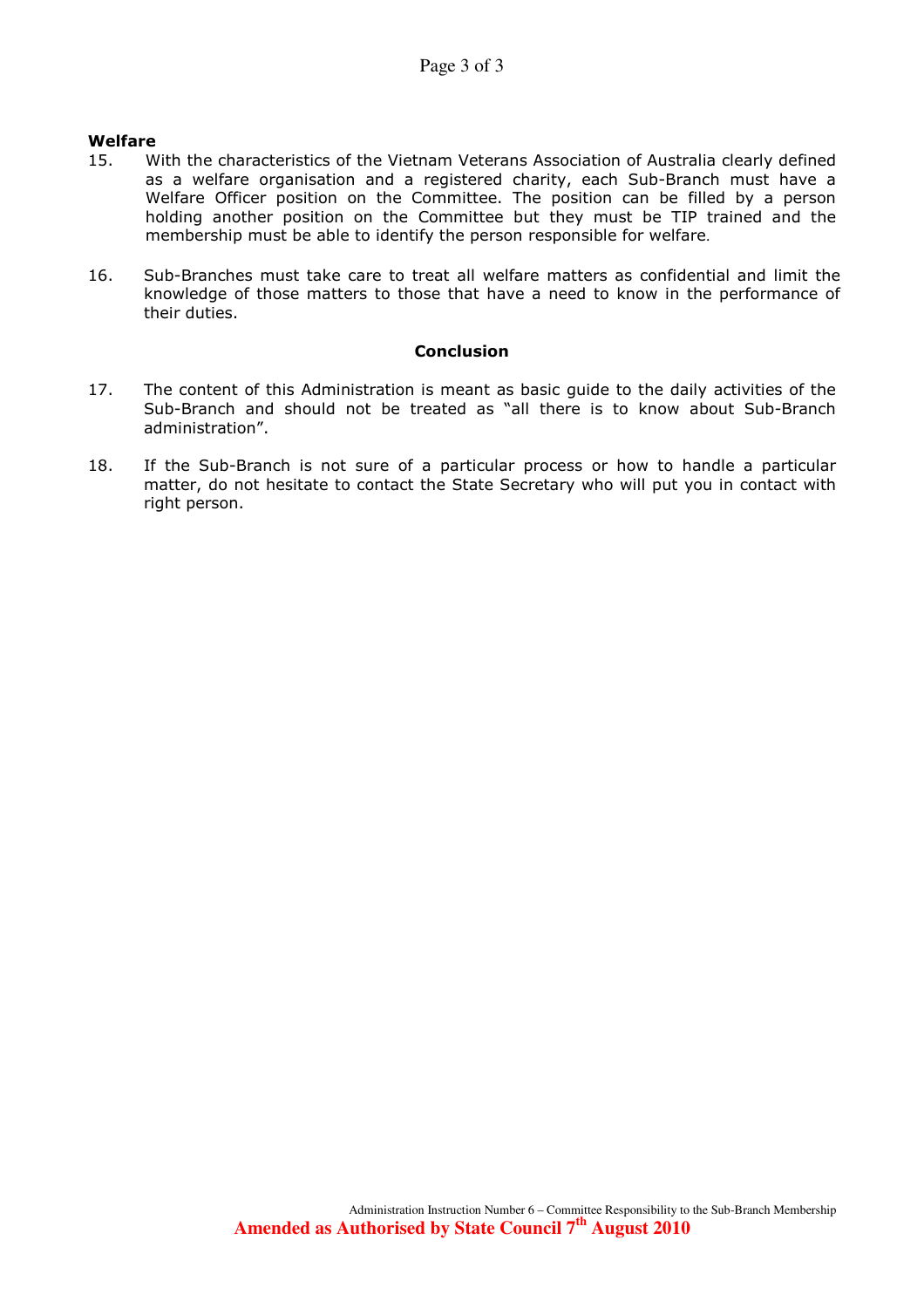**Welfare**

15. With the characteristics of the Vietnam Veterans Association of Australia clearly defined as a welfare organisation and a registered charity, each Sub-Branch must have a Welfare Officer position on the Committee. The position can be filled by a person holding another position on the Committee but they must be TIP trained and the membership must be able to identify the person responsible for welfare.

16. Sub-Branches must take care to treat all welfare matters as confidential and limit the knowledge of those matters to those that have a need to know in the performance of their duties.

**Conclusion**

17. The content of this Administration is meant as basic guide to the daily activities of the Sub-Branch and should not be treated as "all there is to know about Sub-Branch administration".

18. If the Sub-Branch is not sure of a particular process or how to handle a particular matter, do not hesitate to contact the State Secretary who will put you in contact with right person.

Administration Instruction Number 6 – Committee Responsibility to the Sub-Branch Membership

**Amended as Authorised by State Council 7th August 2010**